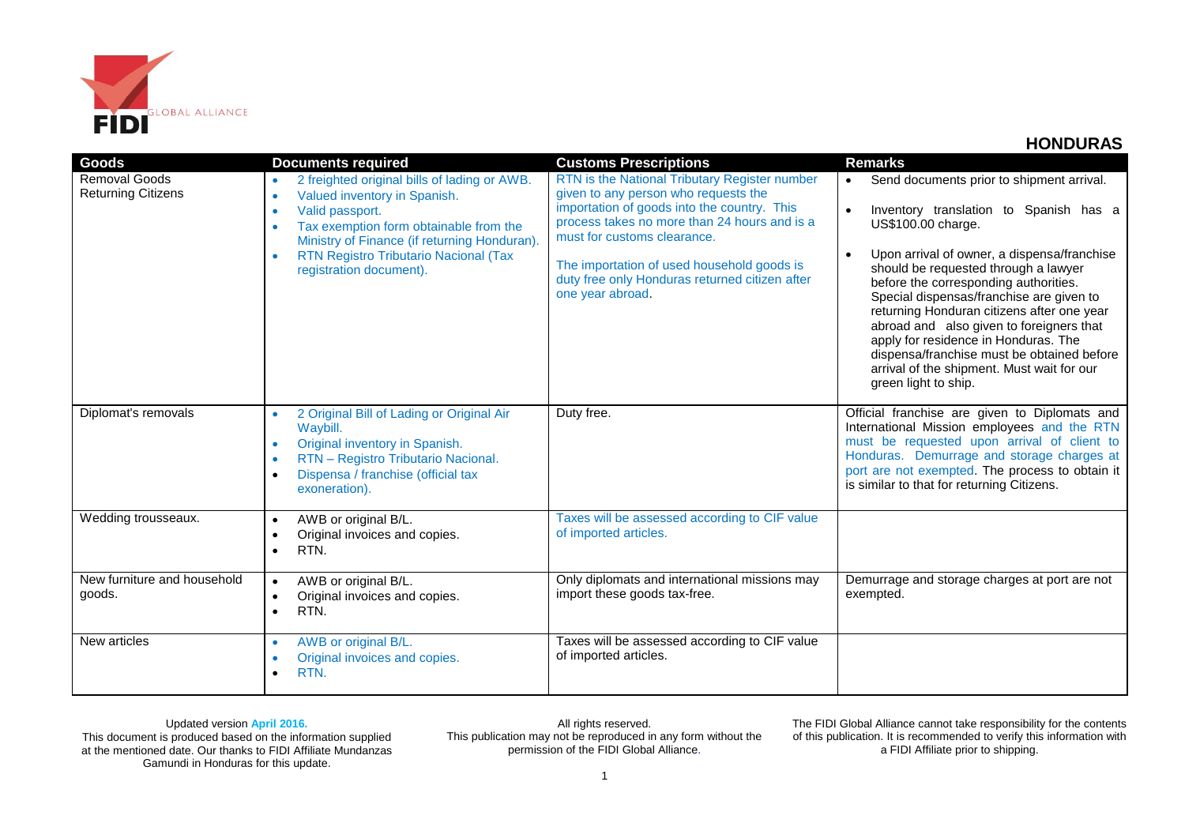## HONDURAS

| Goods | Documents required | Customs Prescriptions | Remarks |
|---|---|---|---|
| Removal Goods Returning Citizens | • 2 freighted original bills of lading or AWB.<br>• Valued inventory in Spanish.<br>• Valid passport.<br>• Tax exemption form obtainable from the Ministry of Finance (if returning Honduran).<br>• RTN Registro Tributario Nacional (Tax registration document). | RTN is the National Tributary Register number given to any person who requests the importation of goods into the country. This process takes no more than 24 hours and is a must for customs clearance.<br><br>The importation of used household goods is duty free only Honduras returned citizen after one year abroad. | • Send documents prior to shipment arrival.<br>• Inventory translation to Spanish has a US$100.00 charge.<br>• Upon arrival of owner, a dispensa/franchise should be requested through a lawyer before the corresponding authorities. Special dispensas/franchise are given to returning Honduran citizens after one year abroad and also given to foreigners that apply for residence in Honduras. The dispensa/franchise must be obtained before arrival of the shipment. Must wait for our green light to ship. |
| Diplomat's removals | • 2 Original Bill of Lading or Original Air Waybill.<br>• Original inventory in Spanish.<br>• RTN – Registro Tributario Nacional.<br>• Dispensa / franchise (official tax exoneration). | Duty free. | Official franchise are given to Diplomats and International Mission employees and the RTN must be requested upon arrival of client to Honduras. Demurrage and storage charges at port are not exempted. The process to obtain it is similar to that for returning Citizens. |
| Wedding trousseaux. | • AWB or original B/L.<br>• Original invoices and copies.<br>• RTN. | Taxes will be assessed according to CIF value of imported articles. | |
| New furniture and household goods. | • AWB or original B/L.<br>• Original invoices and copies.<br>• RTN. | Only diplomats and international missions may import these goods tax-free. | Demurrage and storage charges at port are not exempted. |
| New articles | • AWB or original B/L.<br>• Original invoices and copies.<br>• RTN. | Taxes will be assessed according to CIF value of imported articles. | |

Updated version April 2016.
This document is produced based on the information supplied at the mentioned date. Our thanks to FIDI Affiliate Mundanzas Gamundi in Honduras for this update.

All rights reserved.
This publication may not be reproduced in any form without the permission of the FIDI Global Alliance.

The FIDI Global Alliance cannot take responsibility for the contents of this publication. It is recommended to verify this information with a FIDI Affiliate prior to shipping.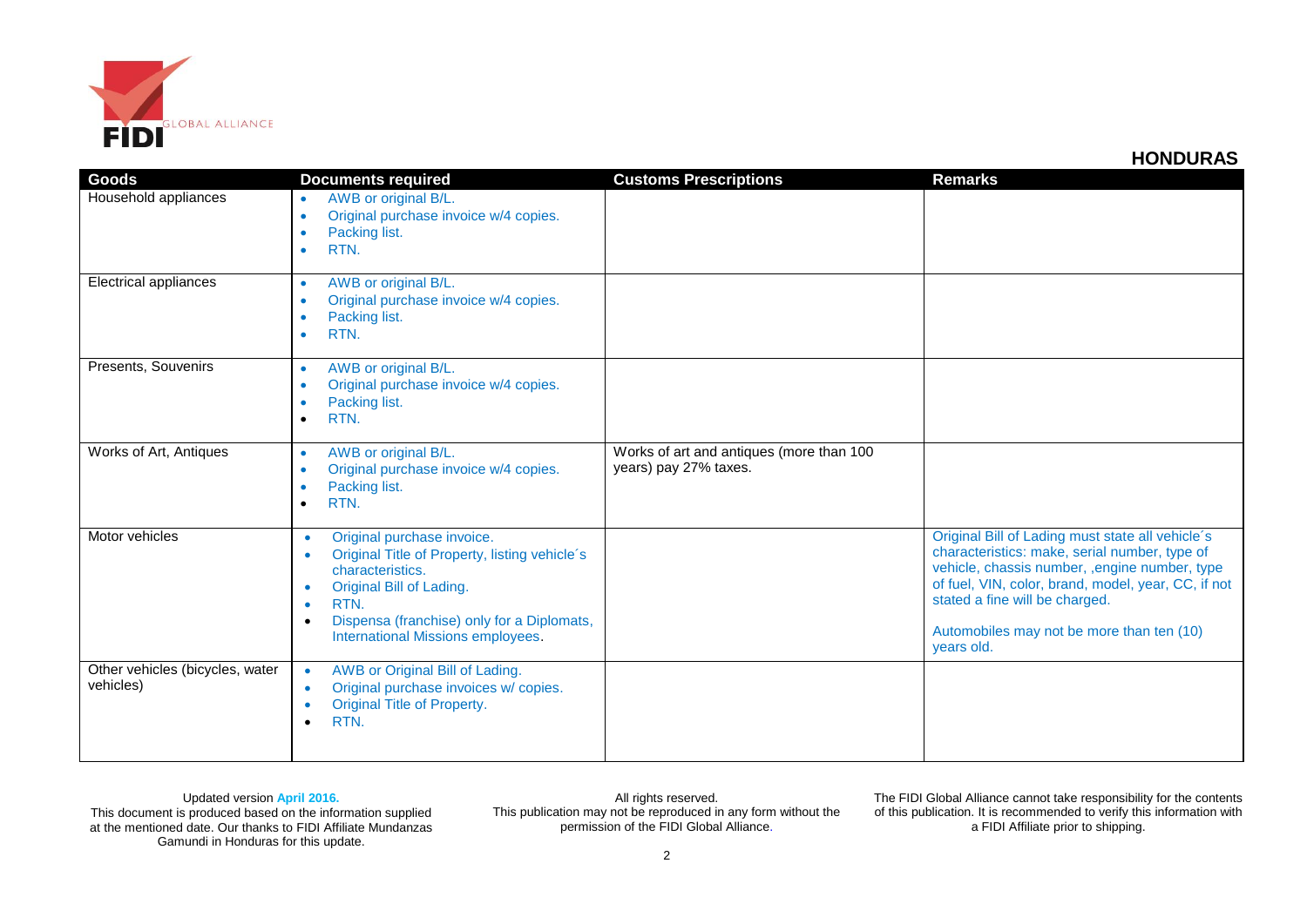## HONDURAS

| Goods | Documents required | Customs Prescriptions | Remarks |
|---|---|---|---|
| Household appliances | • AWB or original B/L.<br>• Original purchase invoice w/4 copies.<br>• Packing list.<br>• RTN. | | |
| Electrical appliances | • AWB or original B/L.<br>• Original purchase invoice w/4 copies.<br>• Packing list.<br>• RTN. | | |
| Presents, Souvenirs | • AWB or original B/L.<br>• Original purchase invoice w/4 copies.<br>• Packing list.<br>• RTN. | | |
| Works of Art, Antiques | • AWB or original B/L.<br>• Original purchase invoice w/4 copies.<br>• Packing list.<br>• RTN. | Works of art and antiques (more than 100 years) pay 27% taxes. | |
| Motor vehicles | • Original purchase invoice.<br>• Original Title of Property, listing vehicle´s characteristics.<br>• Original Bill of Lading.<br>• RTN.<br>• Dispensa (franchise) only for a Diplomats, International Missions employees. | | Original Bill of Lading must state all vehicle´s characteristics: make, serial number, type of vehicle, chassis number, ,engine number, type of fuel, VIN, color, brand, model, year, CC, if not stated a fine will be charged.<br><br>Automobiles may not be more than ten (10) years old. |
| Other vehicles (bicycles, water vehicles) | • AWB or Original Bill of Lading.<br>• Original purchase invoices w/ copies.<br>• Original Title of Property.<br>• RTN. | | |

Updated version **April 2016.**
This document is produced based on the information supplied at the mentioned date. Our thanks to FIDI Affiliate Mundanzas Gamundi in Honduras for this update.

All rights reserved.
This publication may not be reproduced in any form without the permission of the FIDI Global Alliance.

The FIDI Global Alliance cannot take responsibility for the contents of this publication. It is recommended to verify this information with a FIDI Affiliate prior to shipping.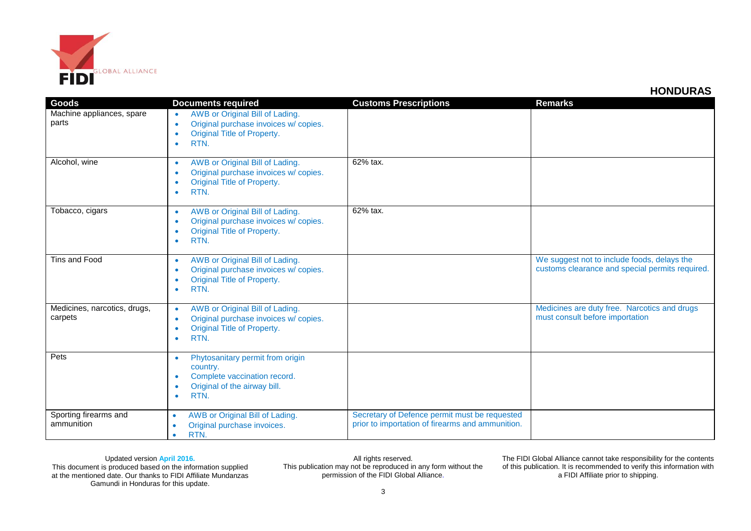**HONDURAS**

| Goods | Documents required | Customs Prescriptions | Remarks |
| --- | --- | --- | --- |
| Machine appliances, spare parts | • AWB or Original Bill of Lading.<br>• Original purchase invoices w/ copies.<br>• Original Title of Property.<br>• RTN. | | |
| Alcohol, wine | • AWB or Original Bill of Lading.<br>• Original purchase invoices w/ copies.<br>• Original Title of Property.<br>• RTN. | 62% tax. | |
| Tobacco, cigars | • AWB or Original Bill of Lading.<br>• Original purchase invoices w/ copies.<br>• Original Title of Property.<br>• RTN. | 62% tax. | |
| Tins and Food | • AWB or Original Bill of Lading.<br>• Original purchase invoices w/ copies.<br>• Original Title of Property.<br>• RTN. | | We suggest not to include foods, delays the customs clearance and special permits required. |
| Medicines, narcotics, drugs, carpets | • AWB or Original Bill of Lading.<br>• Original purchase invoices w/ copies.<br>• Original Title of Property.<br>• RTN. | | Medicines are duty free. Narcotics and drugs must consult before importation |
| Pets | • Phytosanitary permit from origin country.<br>• Complete vaccination record.<br>• Original of the airway bill.<br>• RTN. | | |
| Sporting firearms and ammunition | • AWB or Original Bill of Lading.<br>• Original purchase invoices.<br>• RTN. | Secretary of Defence permit must be requested prior to importation of firearms and ammunition. | |

Updated version April 2016.
This document is produced based on the information supplied at the mentioned date. Our thanks to FIDI Affiliate Mundanzas Gamundi in Honduras for this update.

All rights reserved.
This publication may not be reproduced in any form without the permission of the FIDI Global Alliance.

The FIDI Global Alliance cannot take responsibility for the contents of this publication. It is recommended to verify this information with a FIDI Affiliate prior to shipping.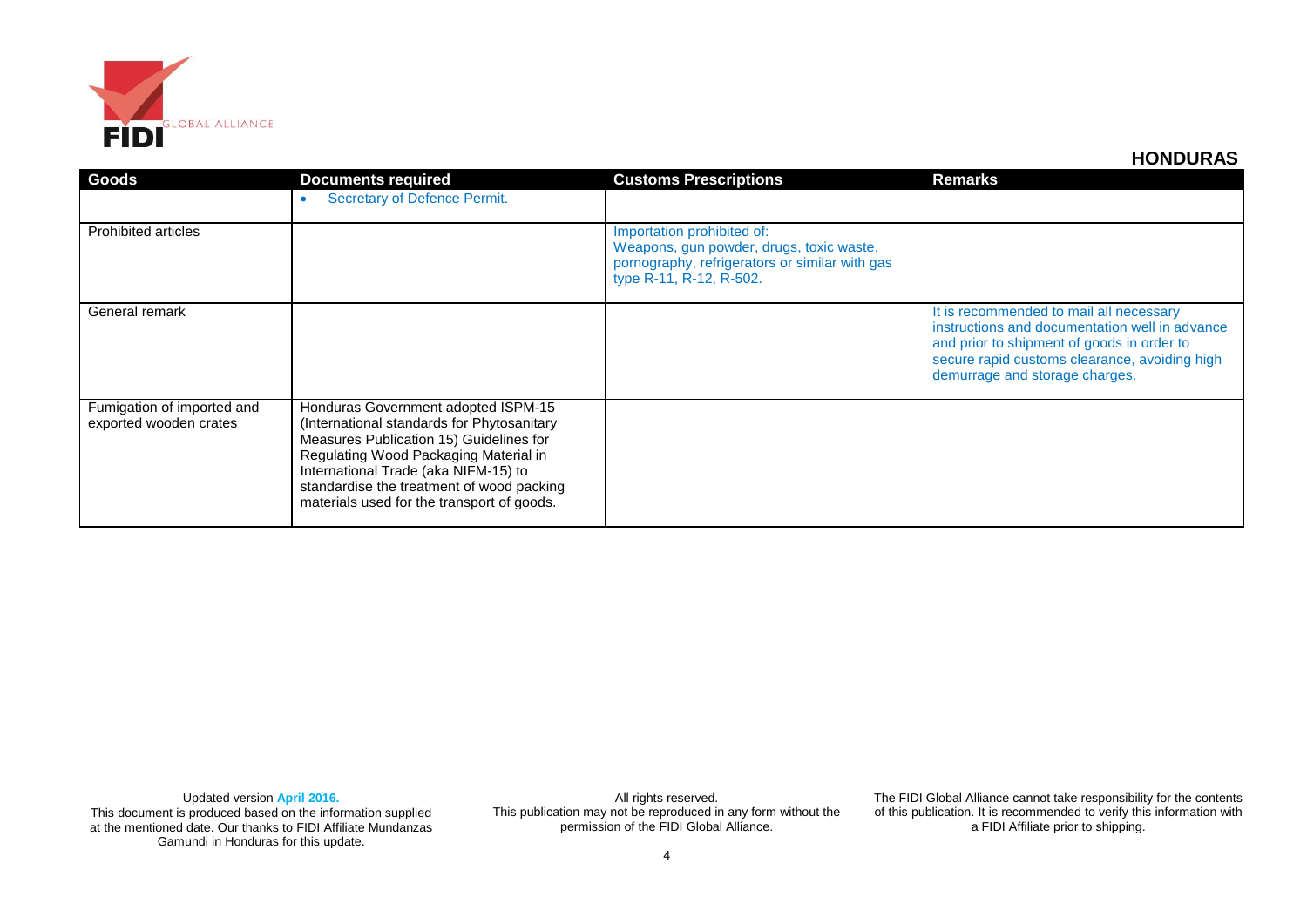## HONDURAS

| Goods | Documents required | Customs Prescriptions | Remarks |
|---|---|---|---|
| | • Secretary of Defence Permit. | | |
| Prohibited articles | | Importation prohibited of:<br>Weapons, gun powder, drugs, toxic waste, pornography, refrigerators or similar with gas type R-11, R-12, R-502. | |
| General remark | | | It is recommended to mail all necessary instructions and documentation well in advance and prior to shipment of goods in order to secure rapid customs clearance, avoiding high demurrage and storage charges. |
| Fumigation of imported and exported wooden crates | Honduras Government adopted ISPM-15 (International standards for Phytosanitary Measures Publication 15) Guidelines for Regulating Wood Packaging Material in International Trade (aka NIFM-15) to standardise the treatment of wood packing materials used for the transport of goods. | | |

Updated version **April 2016.**
This document is produced based on the information supplied at the mentioned date. Our thanks to FIDI Affiliate Mundanzas Gamundi in Honduras for this update.

All rights reserved.
This publication may not be reproduced in any form without the permission of the FIDI Global Alliance.

The FIDI Global Alliance cannot take responsibility for the contents of this publication. It is recommended to verify this information with a FIDI Affiliate prior to shipping.